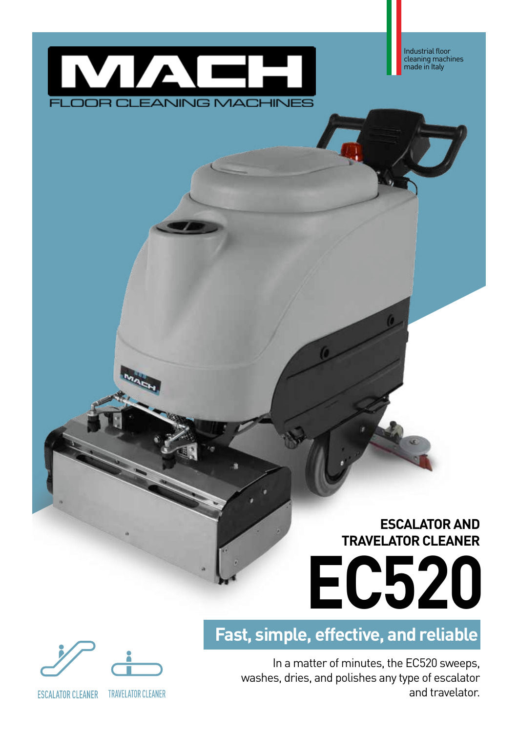# MACH

FLOOR CLEANING MACHINES

Industrial floor cleaning machines made in Italy

## ESCALATOR AND TRAVELATOR CLEANER

# EC520

## Fast, simple, effective, and reliable

In a matter of minutes, the EC520 sweeps, washes, dries, and polishes any type of escalator and travelator.

ESCALATOR CLEANER TRAVELATOR CLEANER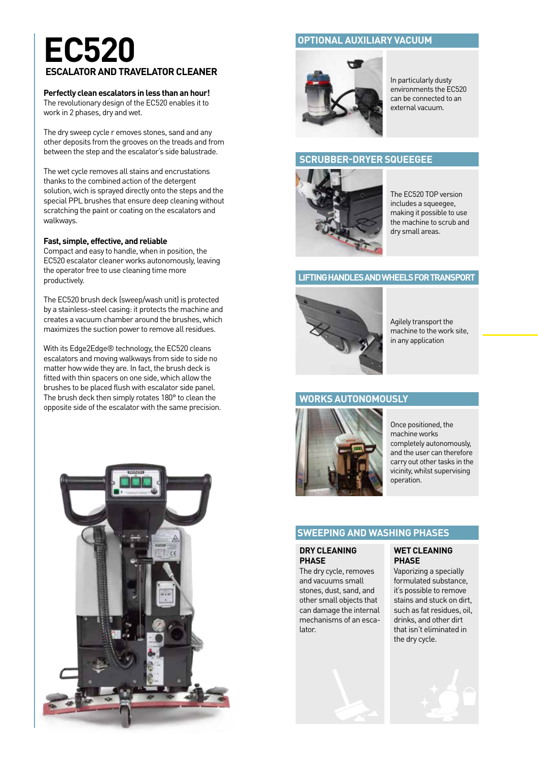# EC520

## ESCALATOR AND TRAVELATOR CLEANER

**Perfectly clean escalators in less than an hour!**
The revolutionary design of the EC520 enables it to work in 2 phases, dry and wet.

The dry sweep cycle r emoves stones, sand and any other deposits from the grooves on the treads and from between the step and the escalator's side balustrade.

The wet cycle removes all stains and encrustations thanks to the combined action of the detergent solution, wich is sprayed directly onto the steps and the special PPL brushes that ensure deep cleaning without scratching the paint or coating on the escalators and walkways.

**Fast, simple, effective, and reliable**
Compact and easy to handle, when in position, the EC520 escalator cleaner works autonomously, leaving the operator free to use cleaning time more productively.

The EC520 brush deck (sweep/wash unit) is protected by a stainless-steel casing: it protects the machine and creates a vacuum chamber around the brushes, which maximizes the suction power to remove all residues.

With its Edge2Edge® technology, the EC520 cleans escalators and moving walkways from side to side no matter how wide they are. In fact, the brush deck is fitted with thin spacers on one side, which allow the brushes to be placed flush with escalator side panel. The brush deck then simply rotates 180° to clean the opposite side of the escalator with the same precision.

## OPTIONAL AUXILIARY VACUUM

In particularly dusty environments the EC520 can be connected to an external vacuum.

## SCRUBBER-DRYER SQUEEGEE

The EC520 TOP version includes a squeegee, making it possible to use the machine to scrub and dry small areas.

## LIFTING HANDLES AND WHEELS FOR TRANSPORT

Agilely transport the machine to the work site, in any application

## WORKS AUTONOMOUSLY

Once positioned, the machine works completely autonomously, and the user can therefore carry out other tasks in the vicinity, whilst supervising operation.

## SWEEPING AND WASHING PHASES

### DRY CLEANING PHASE

The dry cycle, removes and vacuums small stones, dust, sand, and other small objects that can damage the internal mechanisms of an escalator.

### WET CLEANING PHASE

Vaporizing a specially formulated substance, it's possible to remove stains and stuck on dirt, such as fat residues, oil, drinks, and other dirt that isn't eliminated in the dry cycle.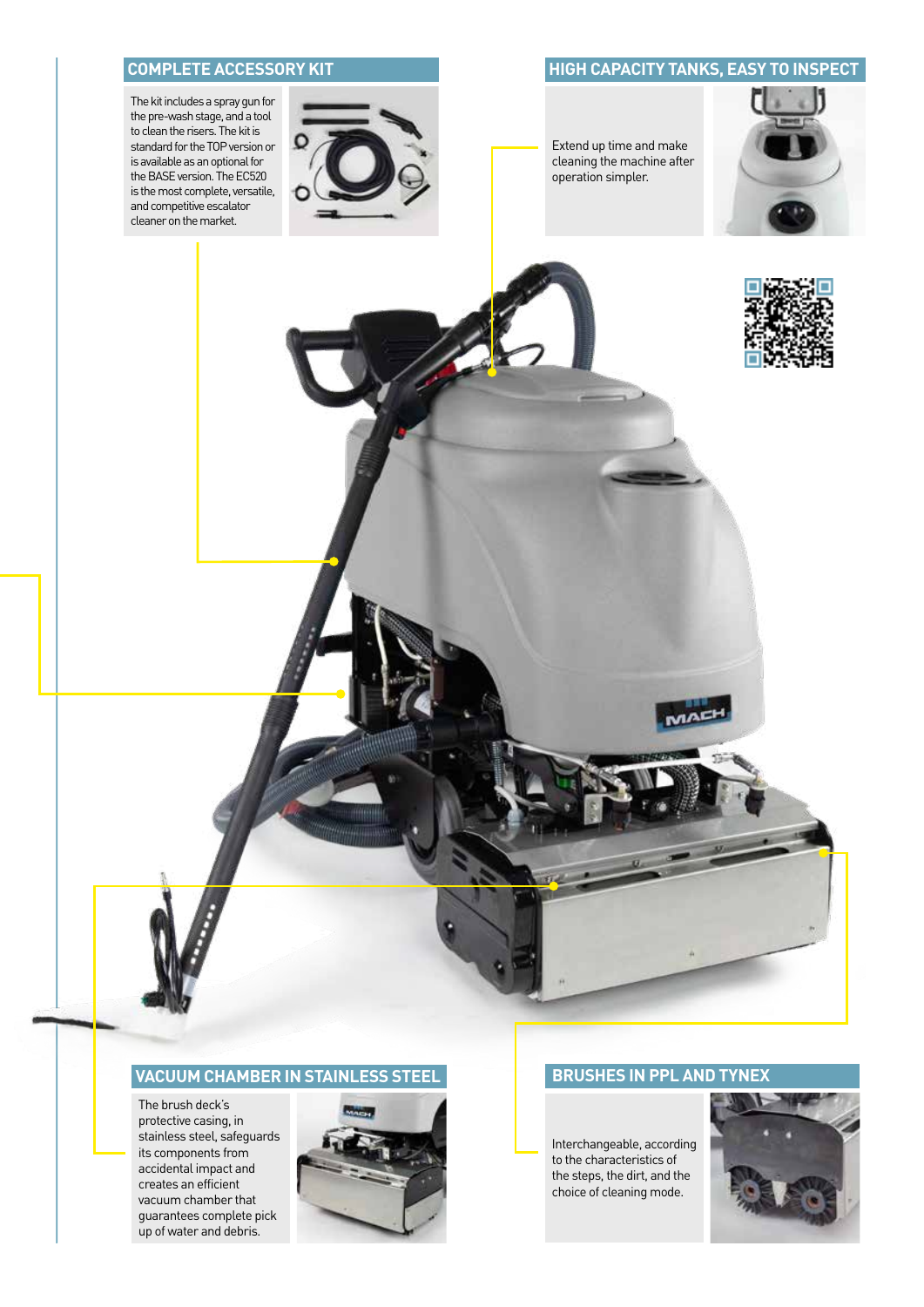## COMPLETE ACCESSORY KIT

The kit includes a spray gun for the pre-wash stage, and a tool to clean the risers. The kit is standard for the TOP version or is available as an optional for the BASE version. The EC520 is the most complete, versatile, and competitive escalator cleaner on the market.

## HIGH CAPACITY TANKS, EASY TO INSPECT

Extend up time and make cleaning the machine after operation simpler.

## VACUUM CHAMBER IN STAINLESS STEEL

The brush deck's protective casing, in stainless steel, safeguards its components from accidental impact and creates an efficient vacuum chamber that guarantees complete pick up of water and debris.

## BRUSHES IN PPL AND TYNEX

Interchangeable, according to the characteristics of the steps, the dirt, and the choice of cleaning mode.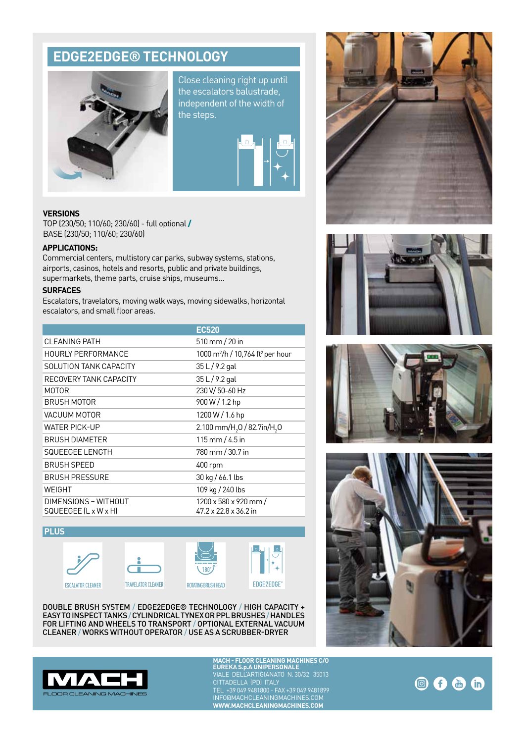## EDGE2EDGE® TECHNOLOGY

Close cleaning right up until the escalators balustrade, independent of the width of the steps.

**VERSIONS**

TOP (230/50; 110/60; 230/60) - full optional /
BASE (230/50; 110/60; 230/60)

**APPLICATIONS:**

Commercial centers, multistory car parks, subway systems, stations, airports, casinos, hotels and resorts, public and private buildings, supermarkets, theme parts, cruise ships, museums...

**SURFACES**

Escalators, travelators, moving walk ways, moving sidewalks, horizontal escalators, and small floor areas.

| | EC520 |
|---|---|
| CLEANING PATH | 510 mm / 20 in |
| HOURLY PERFORMANCE | 1000 m²/h / 10,764 ft² per hour |
| SOLUTION TANK CAPACITY | 35 L / 9.2 gal |
| RECOVERY TANK CAPACITY | 35 L / 9.2 gal |
| MOTOR | 230 V/ 50-60 Hz |
| BRUSH MOTOR | 900 W / 1.2 hp |
| VACUUM MOTOR | 1200 W / 1.6 hp |
| WATER PICK-UP | 2.100 mm/$H_2O$ / 82.7in/$H_2O$ |
| BRUSH DIAMETER | 115 mm / 4.5 in |
| SQUEEGEE LENGTH | 780 mm / 30.7 in |
| BRUSH SPEED | 400 rpm |
| BRUSH PRESSURE | 30 kg / 66.1 lbs |
| WEIGHT | 109 kg / 240 lbs |
| DIMENSIONS – WITHOUT SQUEEGEE (L x W x H) | 1200 x 580 x 920 mm / 47.2 x 22.8 x 36.2 in |

**PLUS**

ESCALATOR CLEANER
TRAVELATOR CLEANER
ROTATING BRUSH HEAD
EDGE2EDGE®

**DOUBLE BRUSH SYSTEM / EDGE2EDGE® TECHNOLOGY / HIGH CAPACITY + EASY TO INSPECT TANKS / CYLINDRICAL TYNEX OR PPL BRUSHES / HANDLES FOR LIFTING AND WHEELS TO TRANSPORT / OPTIONAL EXTERNAL VACUUM CLEANER / WORKS WITHOUT OPERATOR / USE AS A SCRUBBER-DRYER**

MACH
FLOOR CLEANING MACHINES

**MACH - FLOOR CLEANING MACHINES C/O**
**EUREKA S.p.A UNIPERSONALE**
VIALE DELL'ARTIGIANATO N. 30/32 35013
CITTADELLA (PD) ITALY
TEL +39 049 9481800 - FAX +39 049 9481899
INFO@MACHCLEANINGMACHINES.COM
**WWW.MACHCLEANINGMACHINES.COM**